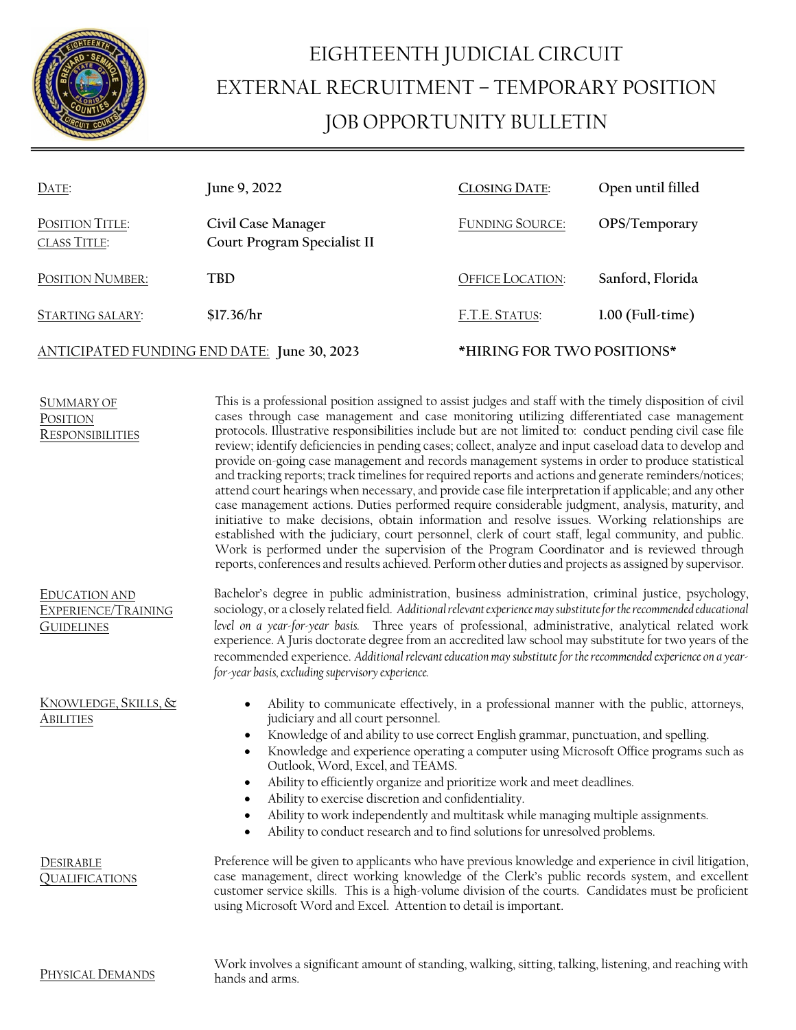# EIGHTEENTH JUDICIAL CIRCUIT
# EXTERNAL RECRUITMENT – TEMPORARY POSITION
# JOB OPPORTUNITY BULLETIN

| | | | |
|---|---|---|---|
| DATE: | **June 9, 2022** | CLOSING DATE: | **Open until filled** |
| POSITION TITLE: CLASS TITLE: | **Civil Case Manager Court Program Specialist II** | FUNDING SOURCE: | **OPS/Temporary** |
| POSITION NUMBER: | **TBD** | OFFICE LOCATION: | **Sanford, Florida** |
| STARTING SALARY: | **$17.36/hr** | F.T.E. STATUS: | **1.00 (Full-time)** |

ANTICIPATED FUNDING END DATE: **June 30, 2023**

**\*HIRING FOR TWO POSITIONS\***

## SUMMARY OF POSITION RESPONSIBILITIES

This is a professional position assigned to assist judges and staff with the timely disposition of civil cases through case management and case monitoring utilizing differentiated case management protocols. Illustrative responsibilities include but are not limited to: conduct pending civil case file review; identify deficiencies in pending cases; collect, analyze and input caseload data to develop and provide on-going case management and records management systems in order to produce statistical and tracking reports; track timelines for required reports and actions and generate reminders/notices; attend court hearings when necessary, and provide case file interpretation if applicable; and any other case management actions. Duties performed require considerable judgment, analysis, maturity, and initiative to make decisions, obtain information and resolve issues. Working relationships are established with the judiciary, court personnel, clerk of court staff, legal community, and public. Work is performed under the supervision of the Program Coordinator and is reviewed through reports, conferences and results achieved. Perform other duties and projects as assigned by supervisor.

## EDUCATION AND EXPERIENCE/TRAINING GUIDELINES

Bachelor's degree in public administration, business administration, criminal justice, psychology, sociology, or a closely related field. *Additional relevant experience may substitute for the recommended educational level on a year-for-year basis.* Three years of professional, administrative, analytical related work experience. A Juris doctorate degree from an accredited law school may substitute for two years of the recommended experience. *Additional relevant education may substitute for the recommended experience on a year-for-year basis, excluding supervisory experience.*

## KNOWLEDGE, SKILLS, & ABILITIES

- Ability to communicate effectively, in a professional manner with the public, attorneys, judiciary and all court personnel.
- Knowledge of and ability to use correct English grammar, punctuation, and spelling.
- Knowledge and experience operating a computer using Microsoft Office programs such as Outlook, Word, Excel, and TEAMS.
- Ability to efficiently organize and prioritize work and meet deadlines.
- Ability to exercise discretion and confidentiality.
- Ability to work independently and multitask while managing multiple assignments.
- Ability to conduct research and to find solutions for unresolved problems.

## DESIRABLE QUALIFICATIONS

Preference will be given to applicants who have previous knowledge and experience in civil litigation, case management, direct working knowledge of the Clerk's public records system, and excellent customer service skills. This is a high-volume division of the courts. Candidates must be proficient using Microsoft Word and Excel. Attention to detail is important.

## PHYSICAL DEMANDS

Work involves a significant amount of standing, walking, sitting, talking, listening, and reaching with hands and arms.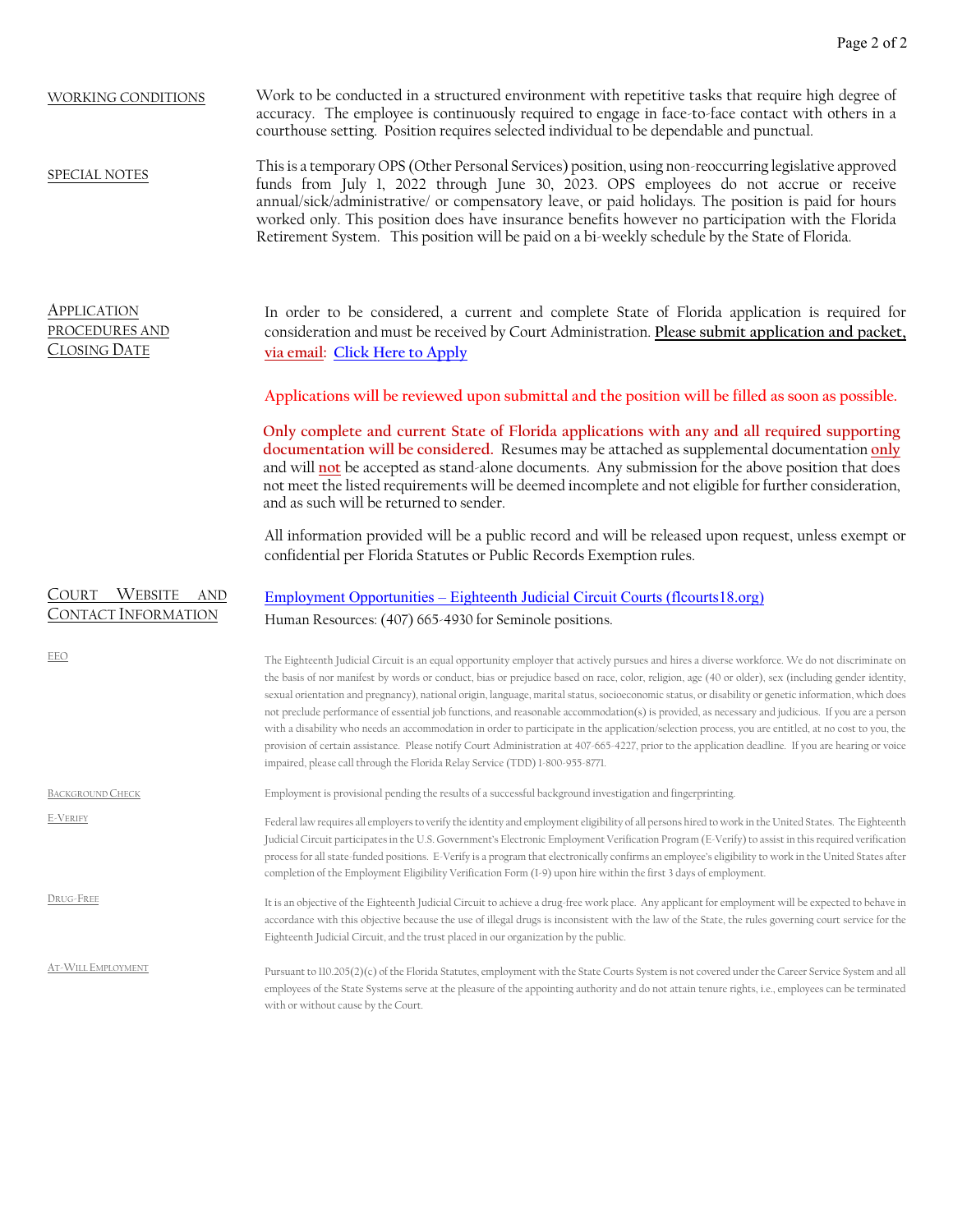**WORKING CONDITIONS**

Work to be conducted in a structured environment with repetitive tasks that require high degree of accuracy. The employee is continuously required to engage in face-to-face contact with others in a courthouse setting. Position requires selected individual to be dependable and punctual.

**SPECIAL NOTES**

This is a temporary OPS (Other Personal Services) position, using non-reoccurring legislative approved funds from July 1, 2022 through June 30, 2023. OPS employees do not accrue or receive annual/sick/administrative/ or compensatory leave, or paid holidays. The position is paid for hours worked only. This position does have insurance benefits however no participation with the Florida Retirement System. This position will be paid on a bi-weekly schedule by the State of Florida.

**APPLICATION PROCEDURES AND CLOSING DATE**

In order to be considered, a current and complete State of Florida application is required for consideration and must be received by Court Administration. **Please submit application and packet, via email: Click Here to Apply**

**Applications will be reviewed upon submittal and the position will be filled as soon as possible.**

**Only complete and current State of Florida applications with any and all required supporting documentation will be considered.** Resumes may be attached as supplemental documentation **only** and will **not** be accepted as stand-alone documents. Any submission for the above position that does not meet the listed requirements will be deemed incomplete and not eligible for further consideration, and as such will be returned to sender.

All information provided will be a public record and will be released upon request, unless exempt or confidential per Florida Statutes or Public Records Exemption rules.

**COURT WEBSITE AND CONTACT INFORMATION**

Employment Opportunities – Eighteenth Judicial Circuit Courts (flcourts18.org)
Human Resources: (407) 665-4930 for Seminole positions.

**EEO**

The Eighteenth Judicial Circuit is an equal opportunity employer that actively pursues and hires a diverse workforce. We do not discriminate on the basis of nor manifest by words or conduct, bias or prejudice based on race, color, religion, age (40 or older), sex (including gender identity, sexual orientation and pregnancy), national origin, language, marital status, socioeconomic status, or disability or genetic information, which does not preclude performance of essential job functions, and reasonable accommodation(s) is provided, as necessary and judicious. If you are a person with a disability who needs an accommodation in order to participate in the application/selection process, you are entitled, at no cost to you, the provision of certain assistance. Please notify Court Administration at 407-665-4227, prior to the application deadline. If you are hearing or voice impaired, please call through the Florida Relay Service (TDD) 1-800-955-8771.

**BACKGROUND CHECK**

Employment is provisional pending the results of a successful background investigation and fingerprinting.

**E-VERIFY**

Federal law requires all employers to verify the identity and employment eligibility of all persons hired to work in the United States. The Eighteenth Judicial Circuit participates in the U.S. Government's Electronic Employment Verification Program (E-Verify) to assist in this required verification process for all state-funded positions. E-Verify is a program that electronically confirms an employee's eligibility to work in the United States after completion of the Employment Eligibility Verification Form (I-9) upon hire within the first 3 days of employment.

**DRUG-FREE**

It is an objective of the Eighteenth Judicial Circuit to achieve a drug-free work place. Any applicant for employment will be expected to behave in accordance with this objective because the use of illegal drugs is inconsistent with the law of the State, the rules governing court service for the Eighteenth Judicial Circuit, and the trust placed in our organization by the public.

**AT-WILL EMPLOYMENT**

Pursuant to 110.205(2)(c) of the Florida Statutes, employment with the State Courts System is not covered under the Career Service System and all employees of the State Systems serve at the pleasure of the appointing authority and do not attain tenure rights, i.e., employees can be terminated with or without cause by the Court.